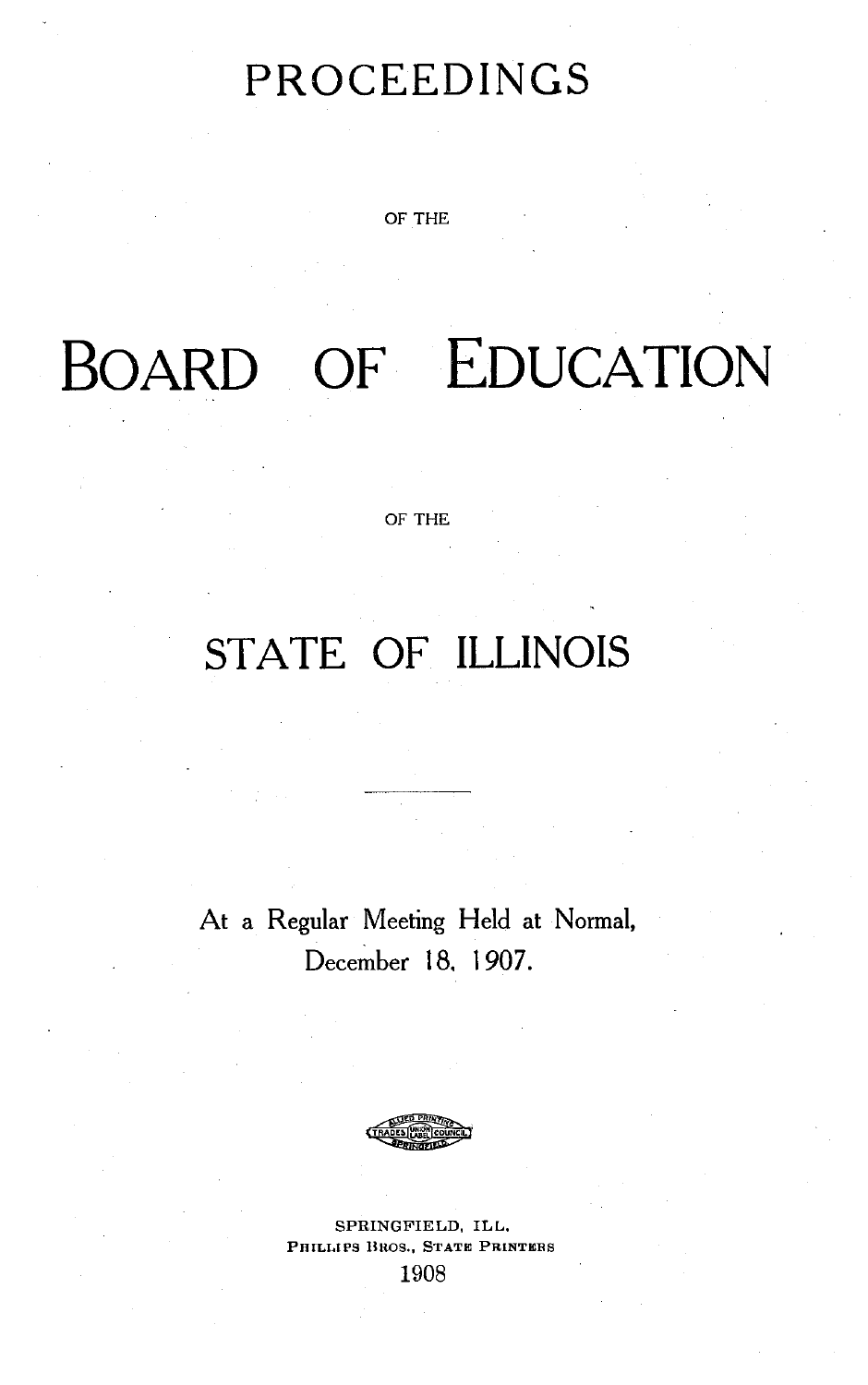# PROCEEDINGS

OF THE

# BOARD OF EDUCATION

OF THE

# STATE OF ILLINOIS

---

At a Regular Meeting Held at Normal,
December 18, 1907.

SPRINGFIELD, ILL.
PHILLIPS BROS., STATE PRINTERS
1908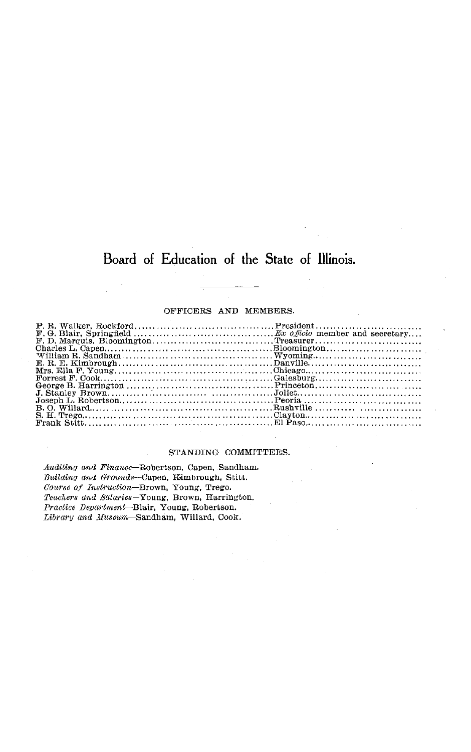# Board of Education of the State of Illinois.

## OFFICERS AND MEMBERS.

| | |
|---|---|
| P. R. Walker, Rockford | President |
| F. G. Blair, Springfield | *Ex officio* member and secretary |
| F. D. Marquis, Bloomington | Treasurer |
| Charles L. Capen | Bloomington |
| William R. Sandham | Wyoming |
| E. R. E. Kimbrough | Danville |
| Mrs. Ella F. Young | Chicago |
| Forrest F. Cook | Galesburg |
| George B. Harrington | Princeton |
| J. Stanley Brown | Joliet |
| Joseph L. Robertson | Peoria |
| B. O. Willard | Rushville |
| S. H. Trego | Clayton |
| Frank Stitt | El Paso |

## STANDING COMMITTEES.

*Auditing and Finance*—Robertson, Capen, Sandham.
*Building and Grounds*—Capen, Kimbrough, Stitt.
*Course of Instruction*—Brown, Young, Trego.
*Teachers and Salaries*—Young, Brown, Harrington.
*Practice Department*—Blair, Young, Robertson.
*Library and Museum*—Sandham, Willard, Cook.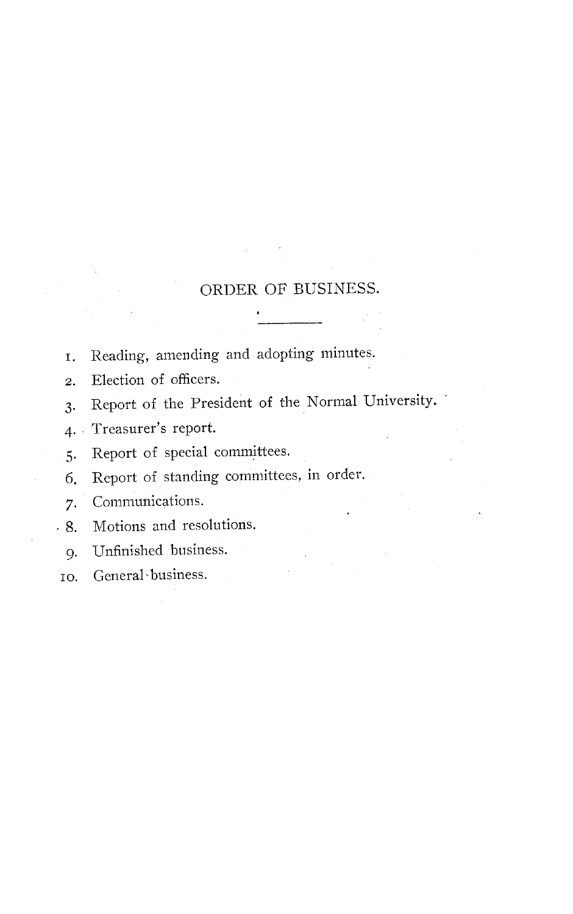## ORDER OF BUSINESS.

1. Reading, amending and adopting minutes.
2. Election of officers.
3. Report of the President of the Normal University.
4. Treasurer's report.
5. Report of special committees.
6. Report of standing committees, in order.
7. Communications.
8. Motions and resolutions.
9. Unfinished business.
10. General business.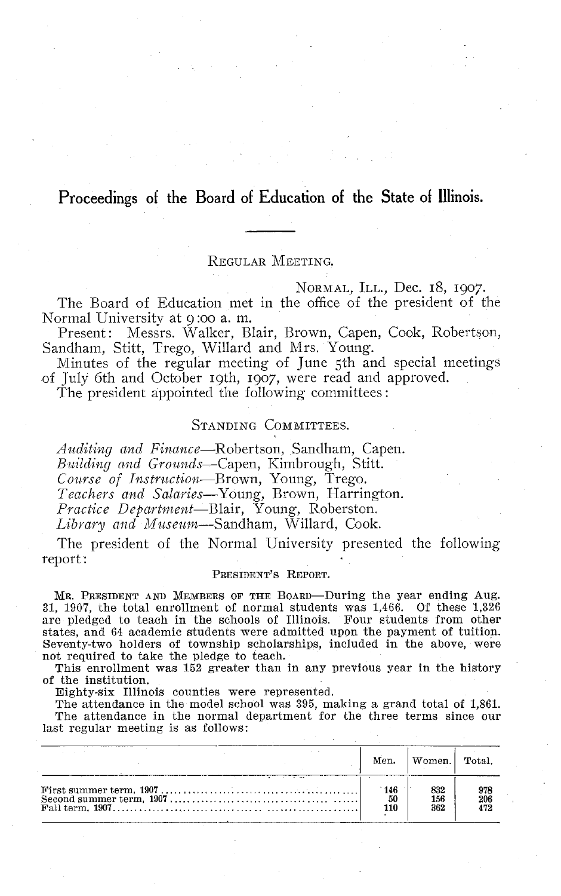# Proceedings of the Board of Education of the State of Illinois.

## REGULAR MEETING.

NORMAL, ILL., Dec. 18, 1907.

The Board of Education met in the office of the president of the Normal University at 9:00 a. m.

Present: Messrs. Walker, Blair, Brown, Capen, Cook, Robertson, Sandham, Stitt, Trego, Willard and Mrs. Young.

Minutes of the regular meeting of June 5th and special meetings of July 6th and October 19th, 1907, were read and approved.

The president appointed the following committees:

### STANDING COMMITTEES.

*Auditing and Finance*—Robertson, Sandham, Capen.
*Building and Grounds*—Capen, Kimbrough, Stitt.
*Course of Instruction*—Brown, Young, Trego.
*Teachers and Salaries*—Young, Brown, Harrington.
*Practice Department*—Blair, Young, Roberston.
*Library and Museum*—Sandham, Willard, Cook.

The president of the Normal University presented the following report:

### PRESIDENT'S REPORT.

MR. PRESIDENT AND MEMBERS OF THE BOARD—During the year ending Aug. 31, 1907, the total enrollment of normal students was 1,466. Of these 1,326 are pledged to teach in the schools of Illinois. Four students from other states, and 64 academic students were admitted upon the payment of tuition. Seventy-two holders of township scholarships, included in the above, were not required to take the pledge to teach.

This enrollment was 152 greater than in any previous year in the history of the institution.

Eighty-six Illinois counties were represented.

The attendance in the model school was 395, making a grand total of 1,861.

The attendance in the normal department for the three terms since our last regular meeting is as follows:

| | Men. | Women. | Total. |
|---|---|---|---|
| First summer term, 1907 | 146 | 832 | 978 |
| Second summer term, 1907 | 50 | 156 | 206 |
| Fall term, 1907 | 110 | 362 | 472 |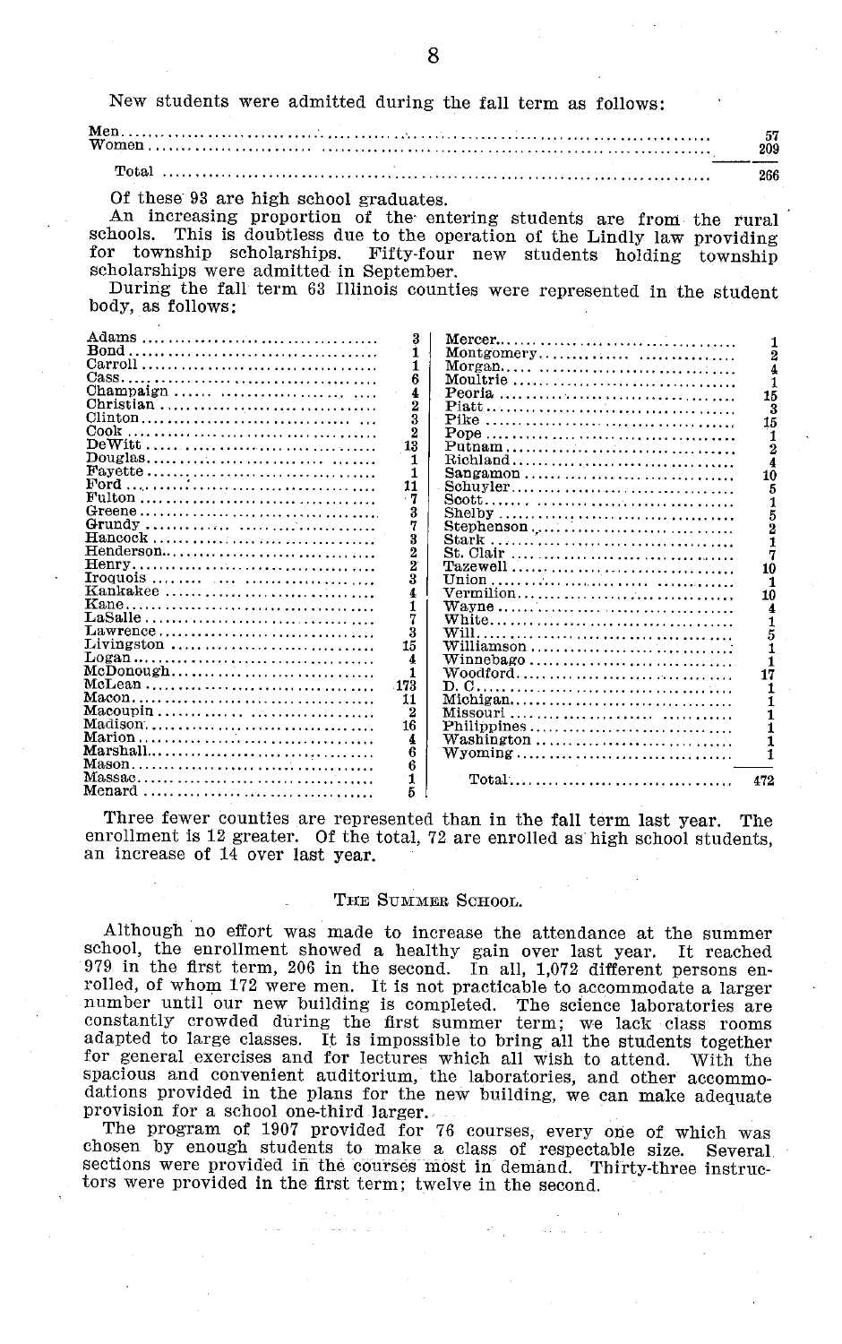New students were admitted during the fall term as follows:

| | |
|---|---|
| Men | 57 |
| Women | 209 |
| Total | 266 |

Of these 93 are high school graduates.

An increasing proportion of the entering students are from the rural schools. This is doubtless due to the operation of the Lindly law providing for township scholarships. Fifty-four new students holding township scholarships were admitted in September.

During the fall term 63 Illinois counties were represented in the student body, as follows:

| County | Number | County | Number |
|---|---|---|---|
| Adams | 3 | Mercer | 1 |
| Bond | 1 | Montgomery | 2 |
| Carroll | 1 | Morgan | 4 |
| Cass | 6 | Moultrie | 1 |
| Champaign | 4 | Peoria | 15 |
| Christian | 2 | Piatt | 3 |
| Clinton | 3 | Pike | 15 |
| Cook | 2 | Pope | 1 |
| DeWitt | 13 | Putnam | 2 |
| Douglas | 1 | Richland | 4 |
| Fayette | 1 | Sangamon | 10 |
| Ford | 11 | Schuyler | 5 |
| Fulton | 7 | Scott | 1 |
| Greene | 3 | Shelby | 5 |
| Grundy | 7 | Stephenson | 2 |
| Hancock | 3 | Stark | 1 |
| Henderson | 2 | St. Clair | 7 |
| Henry | 2 | Tazewell | 10 |
| Iroquois | 3 | Union | 1 |
| Kankakee | 4 | Vermilion | 10 |
| Kane | 1 | Wayne | 4 |
| LaSalle | 7 | White | 1 |
| Lawrence | 3 | Will | 5 |
| Livingston | 15 | Williamson | 1 |
| Logan | 4 | Winnebago | 1 |
| McDonough | 1 | Woodford | 17 |
| McLean | 173 | D. C. | 1 |
| Macon | 11 | Michigan | 1 |
| Macoupin | 2 | Missouri | 1 |
| Madison | 16 | Philippines | 1 |
| Marion | 4 | Washington | 1 |
| Marshall | 6 | Wyoming | 1 |
| Mason | 6 | | |
| Massac | 1 | Total | 472 |
| Menard | 5 | | |

Three fewer counties are represented than in the fall term last year. The enrollment is 12 greater. Of the total, 72 are enrolled as high school students, an increase of 14 over last year.

### The Summer School.

Although no effort was made to increase the attendance at the summer school, the enrollment showed a healthy gain over last year. It reached 979 in the first term, 206 in the second. In all, 1,072 different persons enrolled, of whom 172 were men. It is not practicable to accommodate a larger number until our new building is completed. The science laboratories are constantly crowded during the first summer term; we lack class rooms adapted to large classes. It is impossible to bring all the students together for general exercises and for lectures which all wish to attend. With the spacious and convenient auditorium, the laboratories, and other accommodations provided in the plans for the new building, we can make adequate provision for a school one-third larger.

The program of 1907 provided for 76 courses, every one of which was chosen by enough students to make a class of respectable size. Several sections were provided in the courses most in demand. Thirty-three instructors were provided in the first term; twelve in the second.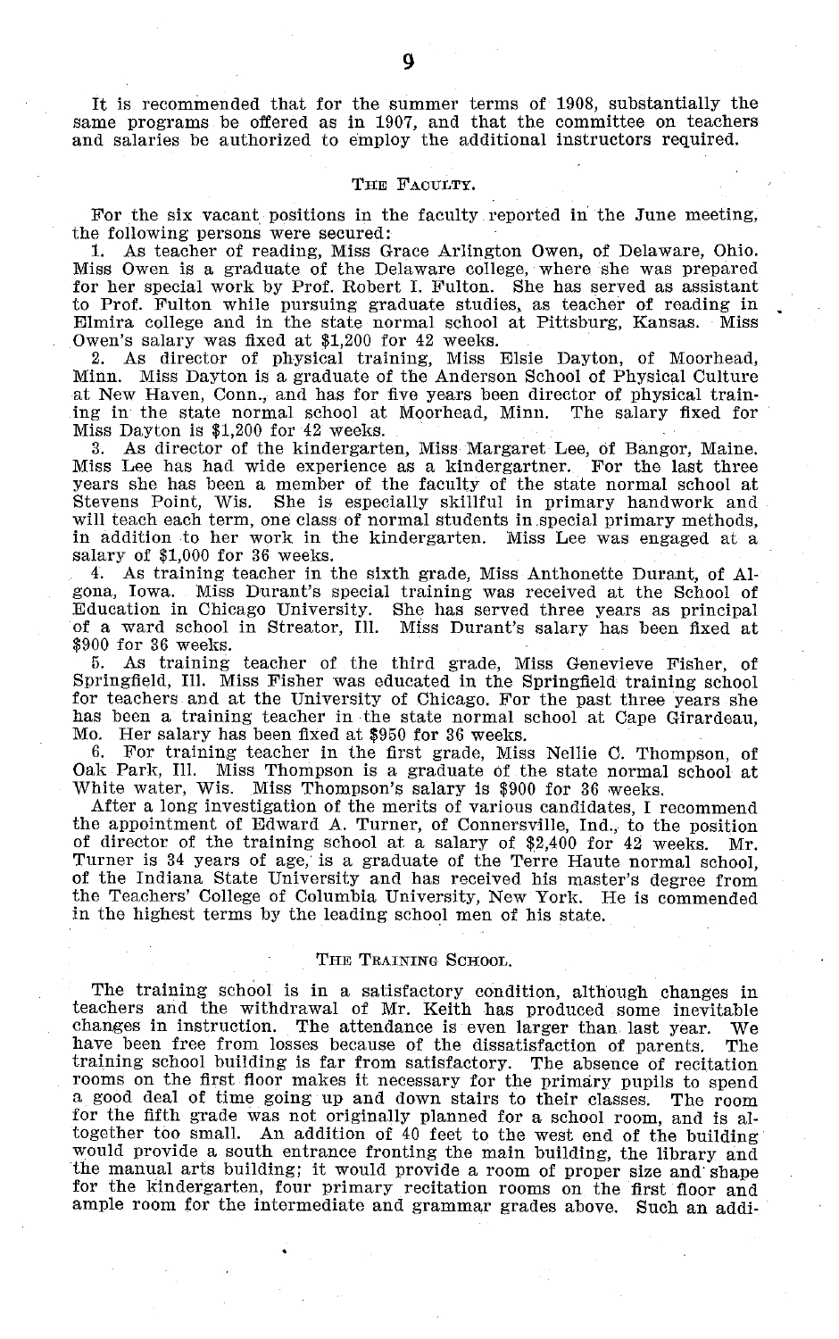It is recommended that for the summer terms of 1908, substantially the same programs be offered as in 1907, and that the committee on teachers and salaries be authorized to employ the additional instructors required.

## The Faculty.

For the six vacant positions in the faculty reported in the June meeting, the following persons were secured:

1. As teacher of reading, Miss Grace Arlington Owen, of Delaware, Ohio. Miss Owen is a graduate of the Delaware college, where she was prepared for her special work by Prof. Robert I. Fulton. She has served as assistant to Prof. Fulton while pursuing graduate studies, as teacher of reading in Elmira college and in the state normal school at Pittsburg, Kansas. Miss Owen's salary was fixed at $1,200 for 42 weeks.

2. As director of physical training, Miss Elsie Dayton, of Moorhead, Minn. Miss Dayton is a graduate of the Anderson School of Physical Culture at New Haven, Conn., and has for five years been director of physical training in the state normal school at Moorhead, Minn. The salary fixed for Miss Dayton is $1,200 for 42 weeks.

3. As director of the kindergarten, Miss Margaret Lee, of Bangor, Maine. Miss Lee has had wide experience as a kindergartner. For the last three years she has been a member of the faculty of the state normal school at Stevens Point, Wis. She is especially skillful in primary handwork and will teach each term, one class of normal students in special primary methods, in addition to her work in the kindergarten. Miss Lee was engaged at a salary of $1,000 for 36 weeks.

4. As training teacher in the sixth grade, Miss Anthonette Durant, of Algona, Iowa. Miss Durant's special training was received at the School of Education in Chicago University. She has served three years as principal of a ward school in Streator, Ill. Miss Durant's salary has been fixed at $900 for 36 weeks.

5. As training teacher of the third grade, Miss Genevieve Fisher, of Springfield, Ill. Miss Fisher was educated in the Springfield training school for teachers and at the University of Chicago. For the past three years she has been a training teacher in the state normal school at Cape Girardeau, Mo. Her salary has been fixed at $950 for 36 weeks.

6. For training teacher in the first grade, Miss Nellie C. Thompson, of Oak Park, Ill. Miss Thompson is a graduate of the state normal school at White water, Wis. Miss Thompson's salary is $900 for 36 weeks.

After a long investigation of the merits of various candidates, I recommend the appointment of Edward A. Turner, of Connersville, Ind., to the position of director of the training school at a salary of $2,400 for 42 weeks. Mr. Turner is 34 years of age, is a graduate of the Terre Haute normal school, of the Indiana State University and has received his master's degree from the Teachers' College of Columbia University, New York. He is commended in the highest terms by the leading school men of his state.

## The Training School.

The training school is in a satisfactory condition, although changes in teachers and the withdrawal of Mr. Keith has produced some inevitable changes in instruction. The attendance is even larger than last year. We have been free from losses because of the dissatisfaction of parents. The training school building is far from satisfactory. The absence of recitation rooms on the first floor makes it necessary for the primary pupils to spend a good deal of time going up and down stairs to their classes. The room for the fifth grade was not originally planned for a school room, and is altogether too small. An addition of 40 feet to the west end of the building would provide a south entrance fronting the main building, the library and the manual arts building; it would provide a room of proper size and shape for the kindergarten, four primary recitation rooms on the first floor and ample room for the intermediate and grammar grades above. Such an addi-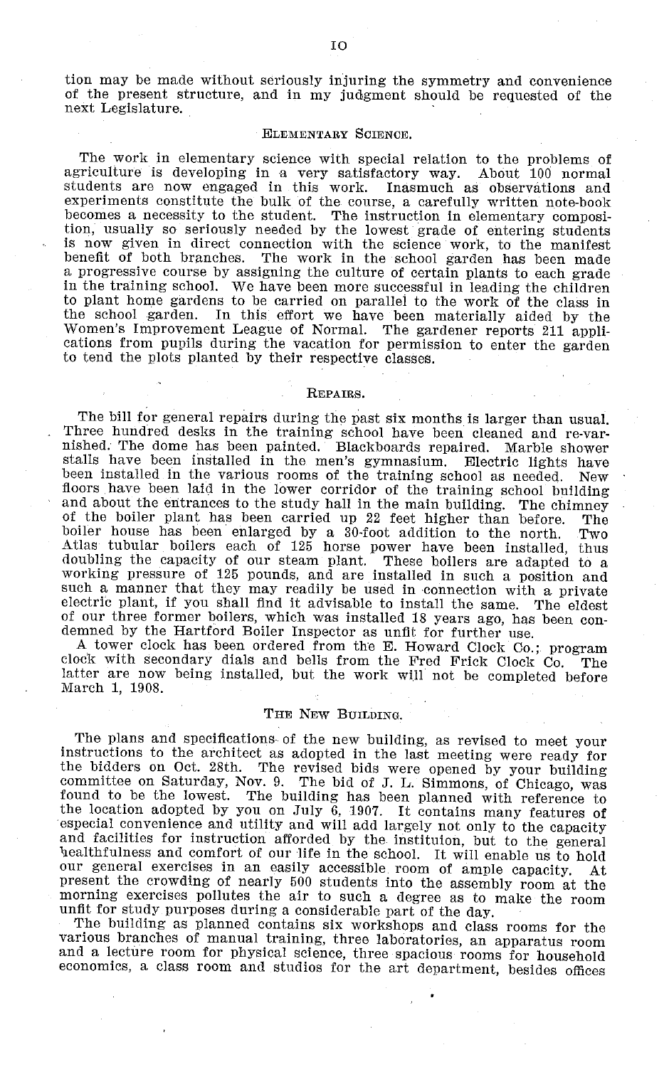tion may be made without seriously injuring the symmetry and convenience of the present structure, and in my judgment should be requested of the next Legislature.

## Elementary Science.

The work in elementary science with special relation to the problems of agriculture is developing in a very satisfactory way. About 100 normal students are now engaged in this work. Inasmuch as observations and experiments constitute the bulk of the course, a carefully written note-book becomes a necessity to the student. The instruction in elementary composition, usually so seriously needed by the lowest grade of entering students is now given in direct connection with the science work, to the manifest benefit of both branches. The work in the school garden has been made a progressive course by assigning the culture of certain plants to each grade in the training school. We have been more successful in leading the children to plant home gardens to be carried on parallel to the work of the class in the school garden. In this effort we have been materially aided by the Women's Improvement League of Normal. The gardener reports 211 applications from pupils during the vacation for permission to enter the garden to tend the plots planted by their respective classes.

## Repairs.

The bill for general repairs during the past six months is larger than usual. Three hundred desks in the training school have been cleaned and re-varnished. The dome has been painted. Blackboards repaired. Marble shower stalls have been installed in the men's gymnasium. Electric lights have been installed in the various rooms of the training school as needed. New floors have been laid in the lower corridor of the training school building and about the entrances to the study hall in the main building. The chimney of the boiler plant has been carried up 22 feet higher than before. The boiler house has been enlarged by a 30-foot addition to the north. Two Atlas tubular boilers each of 125 horse power have been installed, thus doubling the capacity of our steam plant. These boilers are adapted to a working pressure of 125 pounds, and are installed in such a position and such a manner that they may readily be used in connection with a private electric plant, if you shall find it advisable to install the same. The eldest of our three former boilers, which was installed 18 years ago, has been condemned by the Hartford Boiler Inspector as unfit for further use.

A tower clock has been ordered from the E. Howard Clock Co.; program clock with secondary dials and bells from the Fred Frick Clock Co. The latter are now being installed, but the work will not be completed before March 1, 1908.

## The New Building.

The plans and specifications of the new building, as revised to meet your instructions to the architect as adopted in the last meeting were ready for the bidders on Oct. 28th. The revised bids were opened by your building committee on Saturday, Nov. 9. The bid of J. L. Simmons, of Chicago, was found to be the lowest. The building has been planned with reference to the location adopted by you on July 6, 1907. It contains many features of especial convenience and utility and will add largely not only to the capacity and facilities for instruction afforded by the instituion, but to the general healthfulness and comfort of our life in the school. It will enable us to hold our general exercises in an easily accessible room of ample capacity. At present the crowding of nearly 500 students into the assembly room at the morning exercises pollutes the air to such a degree as to make the room unfit for study purposes during a considerable part of the day.

The building as planned contains six workshops and class rooms for the various branches of manual training, three laboratories, an apparatus room and a lecture room for physical science, three spacious rooms for household economics, a class room and studios for the art department, besides offices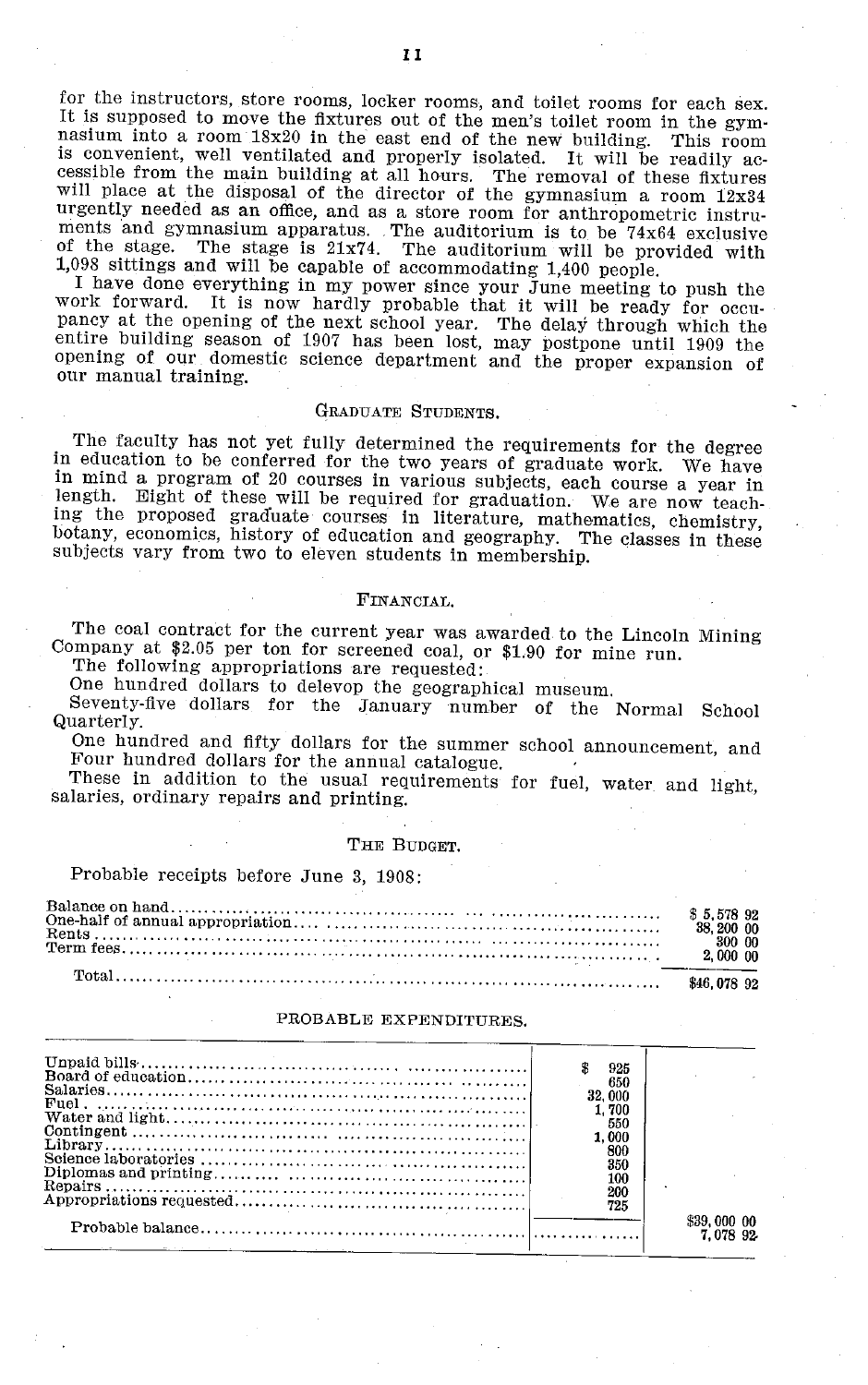for the instructors, store rooms, locker rooms, and toilet rooms for each sex. It is supposed to move the fixtures out of the men's toilet room in the gymnasium into a room 18x20 in the east end of the new building. This room is convenient, well ventilated and properly isolated. It will be readily accessible from the main building at all hours. The removal of these fixtures will place at the disposal of the director of the gymnasium a room 12x34 urgently needed as an office, and as a store room for anthropometric instruments and gymnasium apparatus. The auditorium is to be 74x64 exclusive of the stage. The stage is 21x74. The auditorium will be provided with 1,098 sittings and will be capable of accommodating 1,400 people.

I have done everything in my power since your June meeting to push the work forward. It is now hardly probable that it will be ready for occupancy at the opening of the next school year. The delay through which the entire building season of 1907 has been lost, may postpone until 1909 the opening of our domestic science department and the proper expansion of our manual training.

## Graduate Students.

The faculty has not yet fully determined the requirements for the degree in education to be conferred for the two years of graduate work. We have in mind a program of 20 courses in various subjects, each course a year in length. Eight of these will be required for graduation. We are now teaching the proposed graduate courses in literature, mathematics, chemistry, botany, economics, history of education and geography. The classes in these subjects vary from two to eleven students in membership.

## Financial.

The coal contract for the current year was awarded to the Lincoln Mining Company at $2.05 per ton for screened coal, or $1.90 for mine run.

The following appropriations are requested:

One hundred dollars to delevop the geographical museum.

Seventy-five dollars for the January number of the Normal School Quarterly.

One hundred and fifty dollars for the summer school announcement, and Four hundred dollars for the annual catalogue.

These in addition to the usual requirements for fuel, water and light, salaries, ordinary repairs and printing.

## The Budget.

Probable receipts before June 3, 1908:

| | |
|---|---|
| Balance on hand | $ 5,578 92 |
| One-half of annual appropriation | 38,200 00 |
| Rents | 300 00 |
| Term fees | 2,000 00 |
| Total | $46,078 92 |

PROBABLE EXPENDITURES.

| | | |
|---|---|---|
| Unpaid bills | $ 925 | |
| Board of education | 650 | |
| Salaries | 32,000 | |
| Fuel | 1,700 | |
| Water and light | 550 | |
| Contingent | 1,000 | |
| Library | 800 | |
| Science laboratories | 350 | |
| Diplomas and printing | 100 | |
| Repairs | 200 | |
| Appropriations requested | 725 | |
| | | $39,000 00 |
| Probable balance | | 7,078 92 |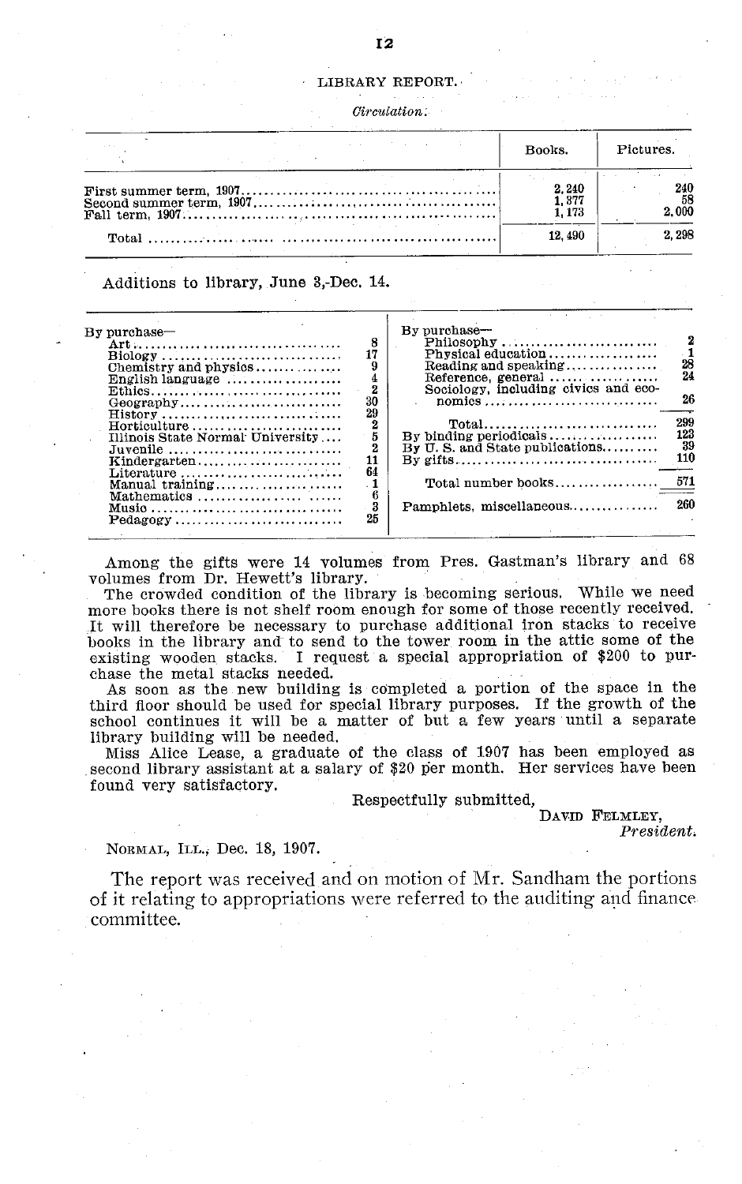LIBRARY REPORT.

*Circulation.*

| | Books. | Pictures. |
|---|---|---|
| First summer term, 1907 | 2,240 | 240 |
| Second summer term, 1907 | 1,377 | 58 |
| Fall term, 1907 | 1,173 | 2,000 |
| Total | 12,490 | 2,298 |

Additions to library, June 3,-Dec. 14.

| | | | |
|---|---|---|---|
| By purchase— | | By purchase— | |
| Art | 8 | Philosophy | 2 |
| Biology | 17 | Physical education | 1 |
| Chemistry and physics | 9 | Reading and speaking | 28 |
| English language | 4 | Reference, general | 24 |
| Ethics | 2 | Sociology, including civics and economics | 26 |
| Geography | 30 | Total | 299 |
| History | 29 | By binding periodicals | 123 |
| Horticulture | 2 | By U. S. and State publications | 39 |
| Illinois State Normal University | 5 | By gifts | 110 |
| Juvenile | 2 | Total number books | 571 |
| Kindergarten | 11 | Pamphlets, miscellaneous | 260 |
| Literature | 64 | | |
| Manual training | 1 | | |
| Mathematics | 6 | | |
| Music | 3 | | |
| Pedagogy | 25 | | |

Among the gifts were 14 volumes from Pres. Gastman's library and 68 volumes from Dr. Hewett's library.

The crowded condition of the library is becoming serious. While we need more books there is not shelf room enough for some of those recently received. It will therefore be necessary to purchase additional iron stacks to receive books in the library and to send to the tower room in the attic some of the existing wooden stacks. I request a special appropriation of $200 to purchase the metal stacks needed.

As soon as the new building is completed a portion of the space in the third floor should be used for special library purposes. If the growth of the school continues it will be a matter of but a few years until a separate library building will be needed.

Miss Alice Lease, a graduate of the class of 1907 has been employed as second library assistant at a salary of $20 per month. Her services have been found very satisfactory.

Respectfully submitted,

DAVID FELMLEY,
*President.*

NORMAL, ILL., Dec. 18, 1907.

The report was received and on motion of Mr. Sandham the portions of it relating to appropriations were referred to the auditing and finance committee.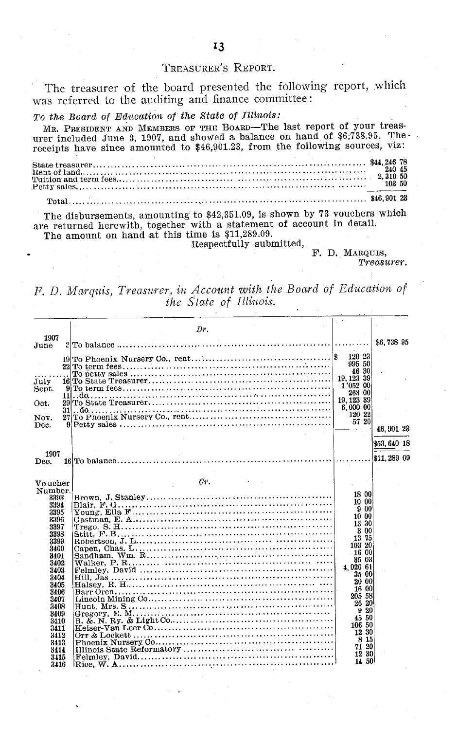## Treasurer's Report.

The treasurer of the board presented the following report, which was referred to the auditing and finance committee:

*To the Board of Education of the State of Illinois:*

Mr. President and Members of the Board—The last report of your treasurer included June 3, 1907, and showed a balance on hand of $6,738.95. The receipts have since amounted to $46,901.23, from the following sources, viz:

| | |
|---|---|
| State treasurer | $44,246 78 |
| Rent of land | 240 45 |
| Tuition and term fees | 2,310 50 |
| Petty sales | 103 50 |
| Total | $46,901 23 |

The disbursements, amounting to $42,351.09, is shown by 73 vouchers which are returned herewith, together with a statement of account in detail.

The amount on hand at this time is $11,289.09.

Respectfully submitted,

F. D. Marquis,
*Treasurer.*

### *F. D. Marquis, Treasurer, in Account with the Board of Education of the State of Illinois.*

| | | *Dr.* | | |
|---|---|---|---|---|
| 1907 | | | | |
| June | 2 | To balance | | $6,738 95 |
| | 19 | To Phoenix Nursery Co., rent | $ 120 23 | |
| | 22 | To term fees | 995 50 | |
| | | To petty sales | 46 30 | |
| July | 16 | To State Treasurer | 19,123 39 | |
| Sept. | 9 | To term fees | 1,052 00 | |
| | 11 | ..do | 263 00 | |
| Oct. | 29 | To State Treasurer | 19,123 39 | |
| | 31 | ..do | 6,000 00 | |
| Nov. | 27 | To Phoenix Nursery Co., rent | 120 22 | |
| Dec. | 9 | Petty sales | 57 20 | 46,901 23 |
| | | | | $53,640 18 |
| 1907 | | | | |
| Dec. | 16 | To balance | | $11,289 09 |

| Voucher Number. | *Cr.* | | |
|---|---|---|---|
| 3393 | Brown, J. Stanley | 18 00 | |
| 3394 | Blair, F. G | 10 00 | |
| 3395 | Young, Ella F | 9 00 | |
| 3396 | Gastman, E. A | 10 00 | |
| 3397 | Trego, S. H | 13 30 | |
| 3398 | Stitt, F. B | 3 00 | |
| 3399 | Robertson, J. L | 13 75 | |
| 3400 | Capen, Chas. L | 103 20 | |
| 3401 | Sandham, Wm. R | 16 00 | |
| 3402 | Walker, P. R | 35 03 | |
| 3403 | Felmley, David | 4,020 61 | |
| 3404 | Hill, Jas | 35 00 | |
| 3405 | Halsey, R. H | 20 00 | |
| 3406 | Barr Oren | 16 00 | |
| 3407 | Lincoln Mining Co | 205 58 | |
| 3408 | Hunt, Mrs. S | 26 20 | |
| 3409 | Gregory, E. M | 9 20 | |
| 3410 | B. & N. Ry. & Light Co | 45 50 | |
| 3411 | Keiser-Van Leer Co | 106 50 | |
| 3412 | Orr & Lockett | 12 30 | |
| 3413 | Phoenix Nursery Co | 8 15 | |
| 3414 | Illinois State Reformatory | 71 20 | |
| 3415 | Felmley, David | 12 30 | |
| 3416 | Rice, W. A | 14 50 | |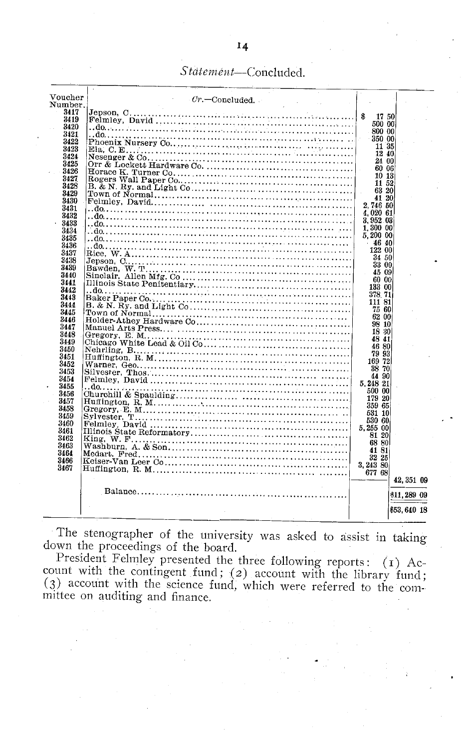*Statement*—Concluded.

| Voucher Number. | *Cr.*—Concluded. | | |
|---|---|---|---|
| 3417 | Jepson, C | $ 17 50 | |
| 3419 | Felmley, David | 500 00 | |
| 3420 | ..do | 800 00 | |
| 3421 | ..do | 350 00 | |
| 3422 | Phoenix Nursery Co | 11 35 | |
| 3423 | Ela, C. E | 12 40 | |
| 3424 | Nesenger & Co | 24 00 | |
| 3425 | Orr & Lockett Hardware Co | 60 06 | |
| 3426 | Horace K. Turner Co | 10 13 | |
| 3427 | Rogers Wall Paper Co | 11 52 | |
| 3428 | B. & N. Ry. and Light Co | 63 20 | |
| 3429 | Town of Normal | 41 20 | |
| 3430 | Felmley, David | 2,746 50 | |
| 3431 | ..do | 4,020 61 | |
| 3432 | ..do | 3,952 03 | |
| 3433 | ..do | 1,300 00 | |
| 3434 | ..do | 5,200 00 | |
| 3435 | ..do | 46 40 | |
| 3436 | ..do | 122 00 | |
| 3437 | Rice, W. A | 34 50 | |
| 3438 | Jepson, C | 33 00 | |
| 3439 | Bawden, W. T | 45 09 | |
| 3440 | Sinclair, Allen Mfg. Co | 60 00 | |
| 3441 | Illinois State Penitentiary | 133 00 | |
| 3442 | ..do | 378 71 | |
| 3443 | Baker Paper Co | 111 81 | |
| 3444 | B. & N. Ry. and Light Co | 75 60 | |
| 3445 | Town of Normal | 62 00 | |
| 3446 | Holder-Athey Hardware Co | 98 10 | |
| 3447 | Manuel Arts Press | 18 30 | |
| 3448 | Gregory, E. M | 48 41 | |
| 3449 | Chicago White Lead & Oil Co | 46 80 | |
| 3450 | Nehrling, B | 79 93 | |
| 3451 | Huffington, R. M | 169 72 | |
| 3452 | Warner, Geo | 38 70 | |
| 3453 | Silvester, Thos | 44 90 | |
| 3454 | Felmley, David | 5,248 21 | |
| 3455 | ..do | 500 00 | |
| 3456 | Churchill & Spaulding | 179 20 | |
| 3457 | Huffington, R. M | 359 65 | |
| 3458 | Gregory, E. M | 531 10 | |
| 3459 | Sylvester, T | 530 60 | |
| 3460 | Felmley, David | 5,255 00 | |
| 3461 | Illinois State Reformatory | 81 20 | |
| 3462 | King, W. F | 68 80 | |
| 3463 | Washburn, A. & Son | 41 81 | |
| 3464 | Medart, Fred | 32 25 | |
| 3466 | Keiser-Van Leer Co | 3,243 80 | |
| 3467 | Huffington, R. M | 677 68 | |
| | | | 42,351 09 |
| | Balance | | $11,289 09 |
| | | | $53,640 18 |

The stenographer of the university was asked to assist in taking down the proceedings of the board.

President Felmley presented the three following reports: (1) Account with the contingent fund; (2) account with the library fund; (3) account with the science fund, which were referred to the committee on auditing and finance.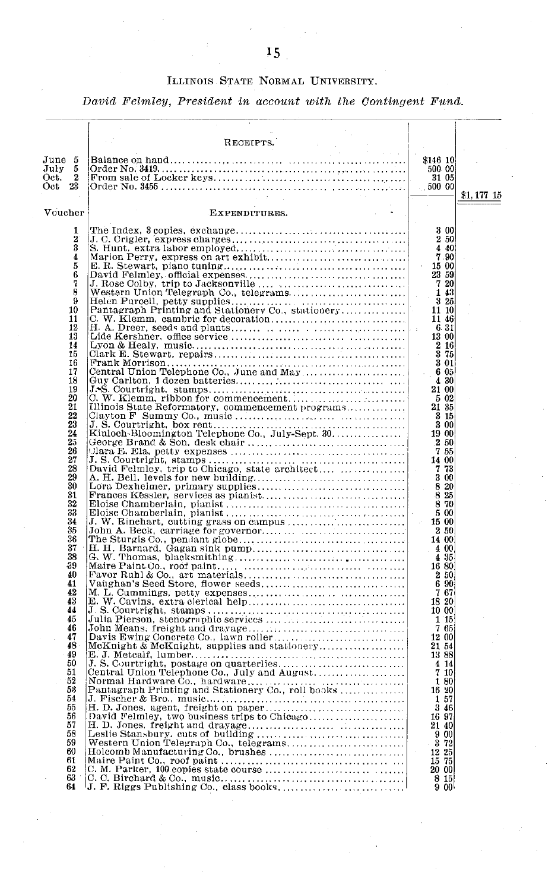## Illinois State Normal University.

*David Felmley, President in account with the Contingent Fund.*

| | Receipts. | | |
|---|---|---|---|
| June 5 | Balance on hand | $146 10 | |
| July 5 | Order No. 3419 | 500 00 | |
| Oct. 2 | From sale of Locker keys | 31 05 | |
| Oct 23 | Order No. 3455 | 500 00 | |
| | | | $1,177 15 |

| Voucher | Expenditures. | |
|---|---|---|
| 1 | The Index, 3 copies, exchange | 3 00 |
| 2 | J. C. Crigler, express charges | 2 50 |
| 3 | S. Hunt, extra labor employed | 4 40 |
| 4 | Marion Perry, express on art exhibit | 7 90 |
| 5 | E. R. Stewart, piano tuning | 15 00 |
| 6 | David Felmley, official expenses | 23 59 |
| 7 | J. Rose Colby, trip to Jacksonville | 7 20 |
| 8 | Western Union Telegraph Co., telegrams | 1 43 |
| 9 | Helen Purcell, petty supplies | 3 25 |
| 10 | Pantagraph Printing and Stationery Co., stationery | 11 10 |
| 11 | C. W. Klemm, cambric for decoration | 11 46 |
| 12 | H. A. Dreer, seeds and plants | 6 31 |
| 13 | Lide Kershner, office service | 13 00 |
| 14 | Lyon & Healy, music | 2 16 |
| 15 | Clark E. Stewart, repairs | 3 75 |
| 16 | Frank Morrison | 3 01 |
| 17 | Central Union Telephone Co., June and May | 6 05 |
| 18 | Guy Carlton, 1 dozen batteries | 4 30 |
| 19 | J. S. Courtright, stamps | 21 00 |
| 20 | C. W. Klemm, ribbon for commencement | 5 02 |
| 21 | Illinois State Reformatory, commencement programs | 21 35 |
| 22 | Clayton F Summy Co., music | 3 15 |
| 23 | J. S. Courtright, box rent | 3 00 |
| 24 | Kinloch-Bloomington Telephone Co., July-Sept. 30 | 19 00 |
| 25 | George Brand & Son, desk chair | 2 50 |
| 26 | Clara E. Ela, petty expenses | 7 55 |
| 27 | J. S. Courtright, stamps | 14 00 |
| 28 | David Felmley, trip to Chicago, state architect | 7 73 |
| 29 | A. H. Bell, levels for new building | 3 00 |
| 30 | Lora Dexheimer, primary supplies | 8 20 |
| 31 | Frances Kessler, services as pianist | 8 25 |
| 32 | Eloise Chamberlain, pianist | 8 70 |
| 33 | Eloise Chamberlain, pianist | 5 00 |
| 34 | J. W. Rinehart, cutting grass on campus | 15 00 |
| 35 | John A. Beck, carriage for governor | 2 50 |
| 36 | The Sturgis Co., pendant globe | 14 00 |
| 37 | H. H. Barnard, Gagan sink pump | 4 00 |
| 38 | G. W. Thomas, blacksmithing | 4 35 |
| 39 | Maire Paint Co., roof paint | 16 80 |
| 40 | Favor Ruhl & Co., art materials | 2 50 |
| 41 | Vaughan's Seed Store, flower seeds | 6 90 |
| 42 | M. L. Cummings, petty expenses | 7 67 |
| 43 | E. W. Cavins, extra clerical help | 18 20 |
| 44 | J. S. Courtright, stamps | 10 00 |
| 45 | Julia Pierson, stenographic services | 1 15 |
| 46 | John Means, freight and drayage | 7 65 |
| 47 | Davis Ewing Concrete Co., lawn roller | 12 00 |
| 48 | McKnight & McKnight, supplies and stationery | 21 54 |
| 49 | E. J. Metcalf, lumber | 13 88 |
| 50 | J. S. Courtright, postage on quarterlies | 4 14 |
| 51 | Central Union Telephone Co., July and August | 7 10 |
| 52 | Normal Hardware Co., hardware | 1 80 |
| 53 | Pantagraph Printing and Stationery Co., roll books | 16 20 |
| 54 | J. Fischer & Bro., music | 1 57 |
| 55 | H. D. Jones, agent, freight on paper | 3 46 |
| 56 | David Felmley, two business trips to Chicago | 16 97 |
| 57 | H. D. Jones, freight and drayage | 21 40 |
| 58 | Leslie Stansbury, cuts of building | 9 00 |
| 59 | Western Union Telegraph Co., telegrams | 3 72 |
| 60 | Holcomb Manufacturing Co., brushes | 12 25 |
| 61 | Maire Paint Co., roof paint | 15 75 |
| 62 | C. M. Parker, 100 copies state course | 20 00 |
| 63 | C. C. Birchard & Co., music | 8 15 |
| 64 | J. F. Riggs Publishing Co., class books | 9 00 |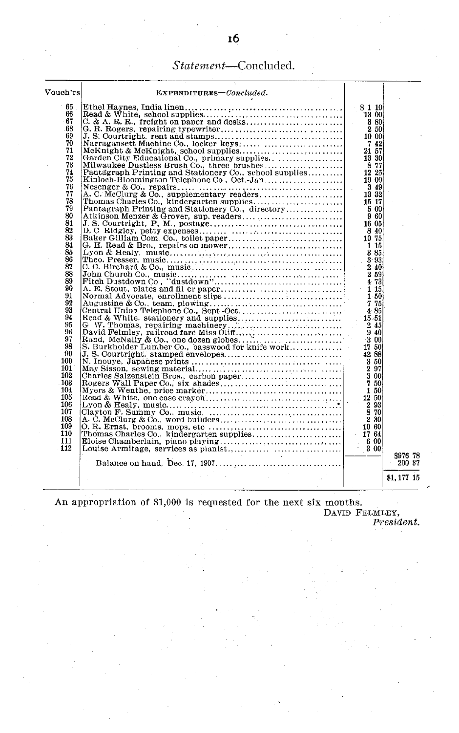*Statement*—Concluded.

| Vouch'rs | EXPENDITURES—*Concluded.* | | |
|---|---|---|---|
| 65 | Ethel Haynes, India linen | $ 1 10 | |
| 66 | Read & White, school supplies | 13 00 | |
| 67 | C. & A. R. R., freight on paper and desks | 3 80 | |
| 68 | G. R. Rogers, repairing typewriter | 2 50 | |
| 69 | J. S. Courtright, rent and stamps | 10 00 | |
| 70 | Narragansett Machine Co., locker keys | 7 42 | |
| 71 | McKnight & McKnight, school supplies | 21 57 | |
| 72 | Garden City Educational Co., primary supplies | 13 30 | |
| 73 | Milwaukee Dustless Brush Co., three brushes | 8 77 | |
| 74 | Pantagraph Printing and Stationery Co., school supplies | 12 25 | |
| 75 | Kinloch-Bloomington Telephone Co , Oct.-Jan | 19 00 | |
| 76 | Nesenger & Co., repairs | 3 49 | |
| 77 | A. C. McClurg & Co., supplementary readers | 13 32 | |
| 78 | Thomas Charles Co., kindergarten supplies | 15 17 | |
| 79 | Pantagraph Printing and Stationery Co., directory | 5 00 | |
| 80 | Atkinson Menzer & Grover, sup. readers | 9 60 | |
| 81 | J. S. Courtright, P. M., postage | 16 05 | |
| 82 | D. C Ridgley, petty expenses | 8 40 | |
| 83 | Baker Gilliam Com. Co., toilet paper | 10 75 | |
| 84 | G. H. Read & Bro., repairs on mower | 1 15 | |
| 85 | Lyon & Healy, music | 3 85 | |
| 86 | Theo. Presser, music | 3 93 | |
| 87 | C. C. Birchard & Co., music | 2 40 | |
| 88 | John Church Co., music | 2 59 | |
| 89 | Fitch Dustdown Co , "dustdown" | 4 73 | |
| 90 | A. E. Stout, plates and fil er paper | 1 15 | |
| 91 | Normal Advocate, enrollment slips | 1 50 | |
| 92 | Augustine & Co., team, plowing | 7 75 | |
| 93 | Central Union Telephone Co., Sept -Oct | 4 85 | |
| 94 | Read & White, stationery and supplies | 15 51 | |
| 95 | G W. Thomas, repairing machinery | 2 45 | |
| 96 | David Felmley, railroad fare Miss Oliff | 9 40 | |
| 97 | Rand, McNally & Co., one dozen globes | 3 00 | |
| 98 | S. Burkholder Lumber Co., basswood for knife work | 17 50 | |
| 99 | J. S. Courtright, stamped envelopes | 42 88 | |
| 100 | N. Inouye, Japanese prints | 3 50 | |
| 101 | May Sisson, sewing material | 2 97 | |
| 102 | Charles Salzenstein Bros., carbon paper | 3 00 | |
| 103 | Rogers Wall Paper Co., six shades | 7 50 | |
| 104 | Myers & Wenthe, price marker | 1 50 | |
| 105 | Read & White, one case crayon | 12 50 | |
| 106 | Lyon & Healy, music | 2 93 | |
| 107 | Clayton F. Summy Co., music | 8 70 | |
| 108 | A. C. McClurg & Co., word builders | 2 30 | |
| 109 | O. R. Ernst, brooms, mops, etc | 10 60 | |
| 110 | Thomas Charles Co., kindergarten supplies | 17 64 | |
| 111 | Eloise Chamberlain, piano playing | 6 00 | |
| 112 | Louise Armitage, services as pianist | 3 00 | |
| | | | $976 78 |
| | Balance on hand, Dec. 17, 1907 | | 200 37 |
| | | | $1,177 15 |

An appropriation of $1,000 is requested for the next six months.

DAVID FELMLEY,
*President.*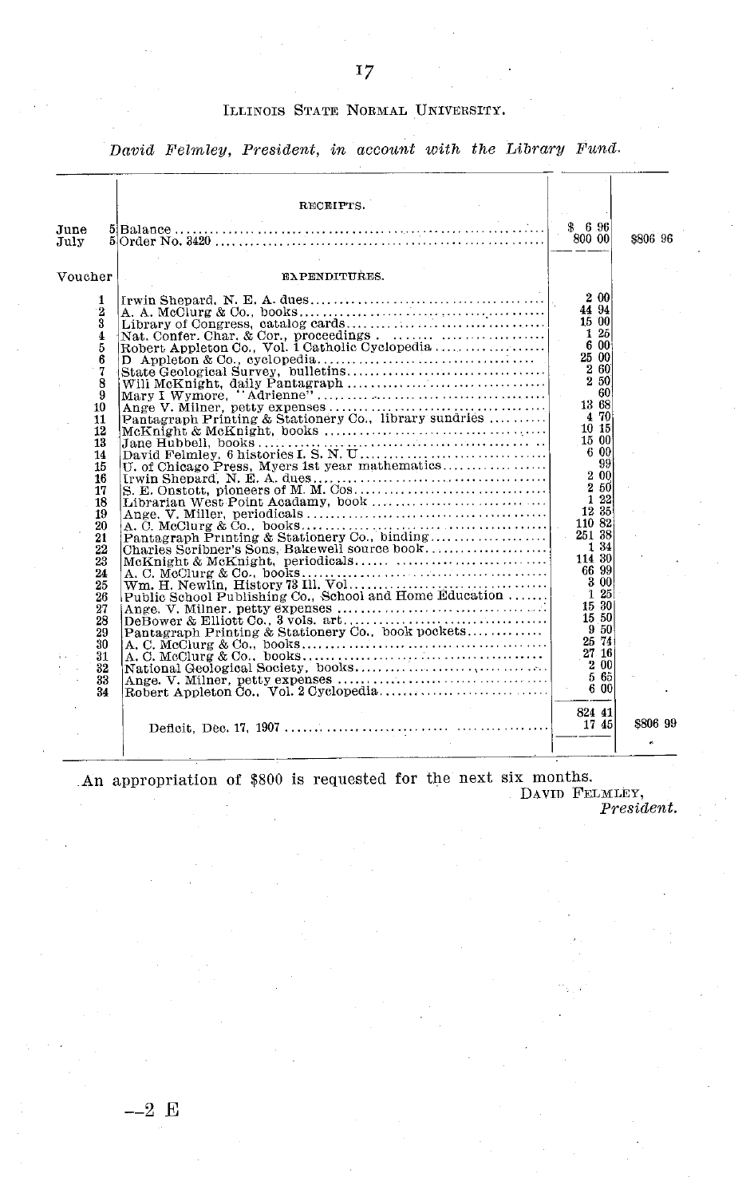ILLINOIS STATE NORMAL UNIVERSITY.

*David Felmley, President, in account with the Library Fund.*

| | | | |
|---|---|---|---|
| | RECEIPTS. | | |
| June 5 | Balance | $ 6 96 | |
| July 5 | Order No. 3420 | 800 00 | $806 96 |
| Voucher | EXPENDITURES. | | |
| 1 | Irwin Shepard, N. E. A. dues | 2 00 | |
| 2 | A. A. McClurg & Co., books | 44 94 | |
| 3 | Library of Congress, catalog cards | 15 00 | |
| 4 | Nat. Confer. Char. & Cor., proceedings | 1 25 | |
| 5 | Robert Appleton Co., Vol. 1 Catholic Cyclopedia | 6 00 | |
| 6 | D Appleton & Co., cyclopedia | 25 00 | |
| 7 | State Geological Survey, bulletins | 2 60 | |
| 8 | Will McKnight, daily Pantagraph | 2 50 | |
| 9 | Mary I Wymore, "Adrienne" | 60 | |
| 10 | Ange V. Milner, petty expenses | 13 68 | |
| 11 | Pantagraph Printing & Stationery Co., library sundries | 4 70 | |
| 12 | McKnight & McKnight, books | 10 15 | |
| 13 | Jane Hubbell, books | 15 00 | |
| 14 | David Felmley, 6 histories I. S. N. U | 6 00 | |
| 15 | U. of Chicago Press, Myers 1st year mathematics | 99 | |
| 16 | Irwin Shepard, N. E. A. dues | 2 00 | |
| 17 | S. E. Onstott, pioneers of M. M. Cos | 2 50 | |
| 18 | Librarian West Point Academy, book | 1 22 | |
| 19 | Ange. V. Miller, periodicals | 12 35 | |
| 20 | A. C. McClurg & Co., books | 110 82 | |
| 21 | Pantagraph Printing & Stationery Co., binding | 251 38 | |
| 22 | Charles Scribner's Sons, Bakewell source book | 1 34 | |
| 23 | McKnight & McKnight, periodicals | 114 30 | |
| 24 | A. C. McClurg & Co., books | 66 99 | |
| 25 | Wm. H. Newlin, History 73 Ill. Vol | 3 00 | |
| 26 | Public School Publishing Co., School and Home Education | 1 25 | |
| 27 | Ange. V. Milner. petty expenses | 15 30 | |
| 28 | DeBower & Elliott Co., 3 vols. art | 15 50 | |
| 29 | Pantagraph Printing & Stationery Co., book pockets | 9 50 | |
| 30 | A. C. McClurg & Co., books | 25 74 | |
| 31 | A. C. McClurg & Co., books | 27 16 | |
| 32 | National Geological Society, books | 2 00 | |
| 33 | Ange. V. Milner, petty expenses | 5 65 | |
| 34 | Robert Appleton Co., Vol. 2 Cyclopedia | 6 00 | |
| | | 824 41 | |
| | Deficit, Dec. 17, 1907 | 17 45 | $806 99 |

An appropriation of $800 is requested for the next six months.

DAVID FELMLEY,
*President.*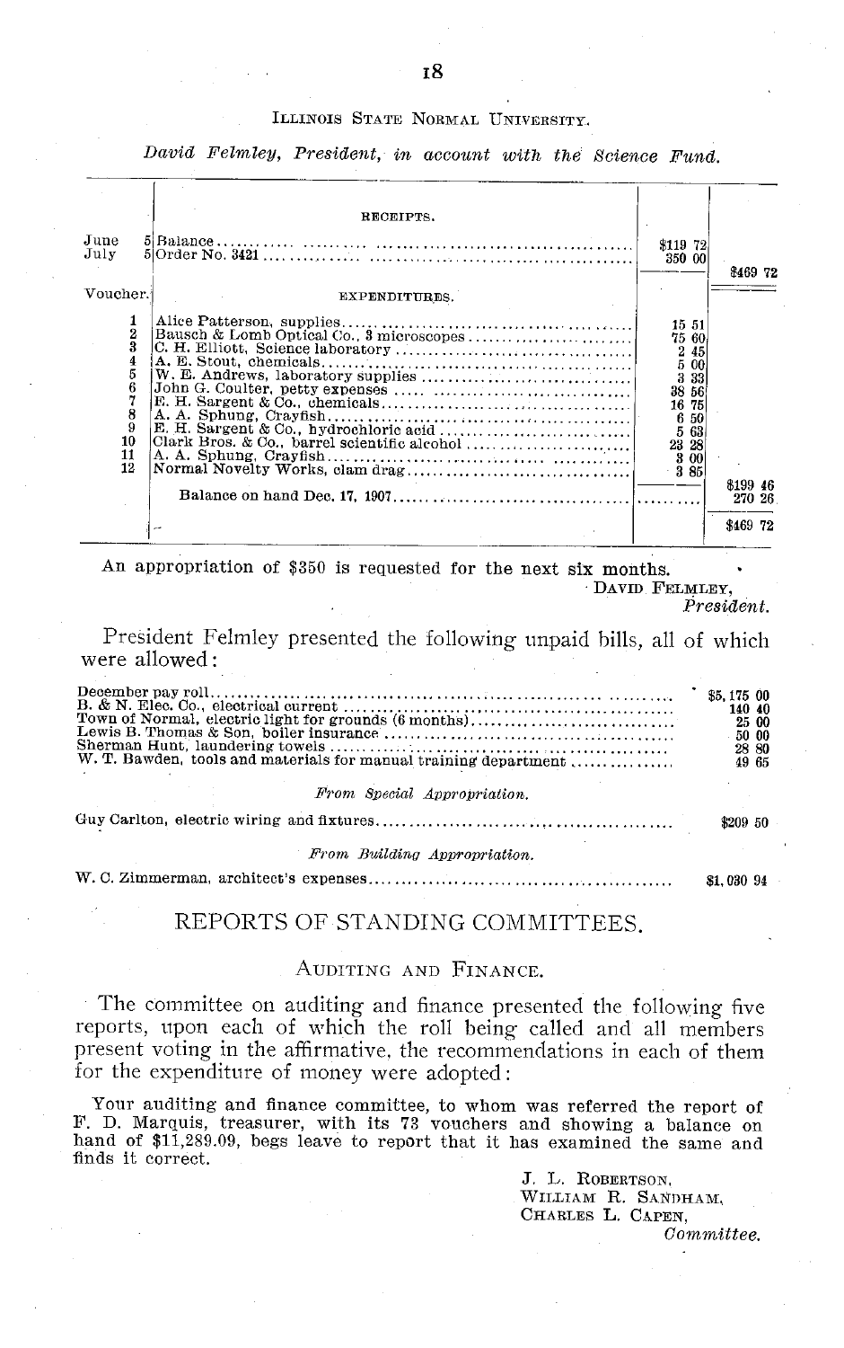ILLINOIS STATE NORMAL UNIVERSITY.

*David Felmley, President, in account with the Science Fund.*

| | | | |
|---|---|---|---|
| | RECEIPTS. | | |
| June 5 | Balance | $119 72 | |
| July 5 | Order No. 3421 | 350 00 | |
| | | | $469 72 |
| Voucher. | EXPENDITURES. | | |
| 1 | Alice Patterson, supplies | 15 51 | |
| 2 | Bausch & Lomb Optical Co., 3 microscopes | 75 60 | |
| 3 | C. H. Elliott, Science laboratory | 2 45 | |
| 4 | A. E. Stout, chemicals | 5 00 | |
| 5 | W. E. Andrews, laboratory supplies | 3 33 | |
| 6 | John G. Coulter, petty expenses | 38 56 | |
| 7 | E. H. Sargent & Co., chemicals | 16 75 | |
| 8 | A. A. Sphung, Crayfish | 6 50 | |
| 9 | E. H. Sargent & Co., hydrochloric acid | 5 63 | |
| 10 | Clark Bros. & Co., barrel scientific alcohol | 23 28 | |
| 11 | A. A. Sphung, Crayfish | 3 00 | |
| 12 | Normal Novelty Works, clam drag | 3 85 | |
| | | | $199 46 |
| | Balance on hand Dec. 17, 1907 | | 270 26 |
| | | | $469 72 |

An appropriation of $350 is requested for the next six months.

DAVID FELMLEY,
*President.*

President Felmley presented the following unpaid bills, all of which were allowed:

| | |
|---|---|
| December pay roll | $5,175 00 |
| B. & N. Elec. Co., electrical current | 140 40 |
| Town of Normal, electric light for grounds (6 months) | 25 00 |
| Lewis B. Thomas & Son, boiler insurance | 50 00 |
| Sherman Hunt, laundering towels | 28 80 |
| W. T. Bawden, tools and materials for manual training department | 49 65 |

*From Special Appropriation.*

| | |
|---|---|
| Guy Carlton, electric wiring and fixtures | $209 50 |

*From Building Appropriation.*

| | |
|---|---|
| W. C. Zimmerman, architect's expenses | $1,030 94 |

## REPORTS OF STANDING COMMITTEES.

### AUDITING AND FINANCE.

The committee on auditing and finance presented the following five reports, upon each of which the roll being called and all members present voting in the affirmative, the recommendations in each of them for the expenditure of money were adopted:

Your auditing and finance committee, to whom was referred the report of F. D. Marquis, treasurer, with its 73 vouchers and showing a balance on hand of $11,289.09, begs leave to report that it has examined the same and finds it correct.

J. L. ROBERTSON,
WILLIAM R. SANDHAM,
CHARLES L. CAPEN,
*Committee.*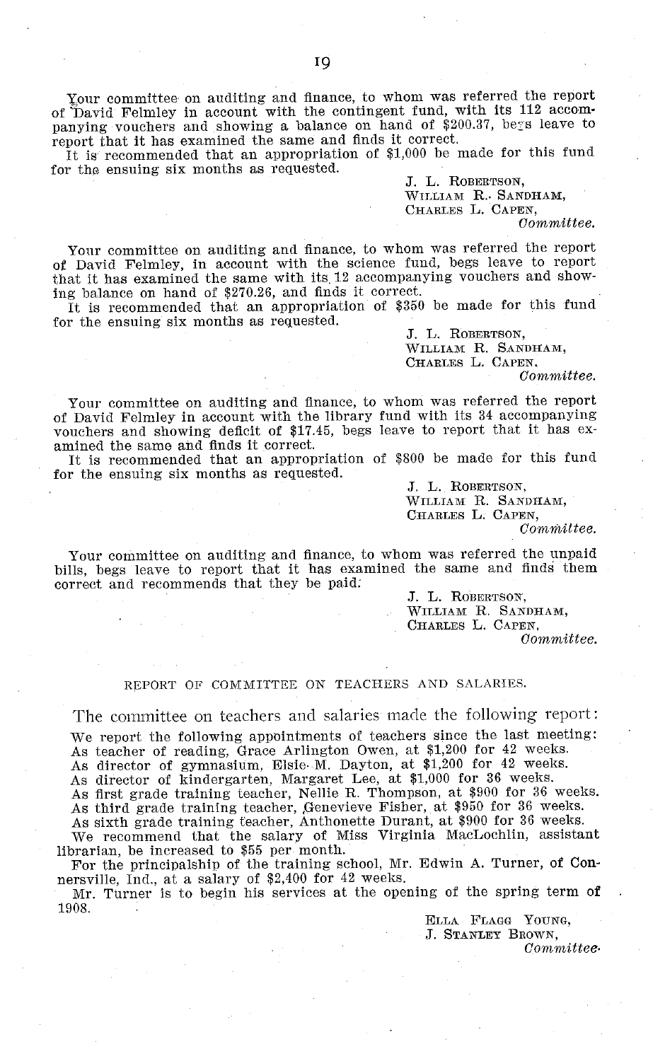Your committee on auditing and finance, to whom was referred the report of David Felmley in account with the contingent fund, with its 112 accompanying vouchers and showing a balance on hand of $200.37, begs leave to report that it has examined the same and finds it correct.

It is recommended that an appropriation of $1,000 be made for this fund for the ensuing six months as requested.

J. L. ROBERTSON,
WILLIAM R. SANDHAM,
CHARLES L. CAPEN,
*Committee.*

Your committee on auditing and finance, to whom was referred the report of David Felmley, in account with the science fund, begs leave to report that it has examined the same with its 12 accompanying vouchers and showing balance on hand of $270.26, and finds it correct.

It is recommended that an appropriation of $350 be made for this fund for the ensuing six months as requested.

J. L. ROBERTSON,
WILLIAM R. SANDHAM,
CHARLES L. CAPEN.
*Committee.*

Your committee on auditing and finance, to whom was referred the report of David Felmley in account with the library fund with its 34 accompanying vouchers and showing deficit of $17.45, begs leave to report that it has examined the same and finds it correct.

It is recommended that an appropriation of $800 be made for this fund for the ensuing six months as requested.

J. L. ROBERTSON,
WILLIAM R. SANDHAM,
CHARLES L. CAPEN,
*Committee.*

Your committee on auditing and finance, to whom was referred the unpaid bills, begs leave to report that it has examined the same and finds them correct and recommends that they be paid.

J. L. ROBERTSON,
WILLIAM R. SANDHAM,
CHARLES L. CAPEN,
*Committee.*

## REPORT OF COMMITTEE ON TEACHERS AND SALARIES.

The committee on teachers and salaries made the following report:

We report the following appointments of teachers since the last meeting:

As teacher of reading, Grace Arlington Owen, at $1,200 for 42 weeks.
As director of gymnasium, Elsie M. Dayton, at $1,200 for 42 weeks.
As director of kindergarten, Margaret Lee, at $1,000 for 36 weeks.
As first grade training teacher, Nellie R. Thompson, at $900 for 36 weeks.
As third grade training teacher, Genevieve Fisher, at $950 for 36 weeks.
As sixth grade training teacher, Anthonette Durant, at $900 for 36 weeks.

We recommend that the salary of Miss Virginia MacLochlin, assistant librarian, be increased to $55 per month.

For the principalship of the training school, Mr. Edwin A. Turner, of Connersville, Ind., at a salary of $2,400 for 42 weeks.

Mr. Turner is to begin his services at the opening of the spring term of 1908.

ELLA FLAGG YOUNG,
J. STANLEY BROWN,
*Committee.*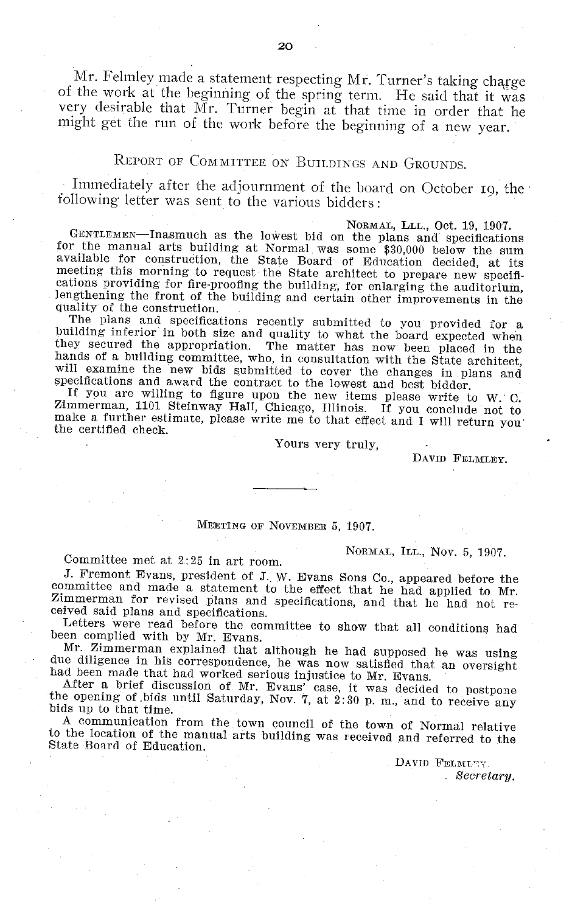Mr. Felmley made a statement respecting Mr. Turner's taking charge of the work at the beginning of the spring term. He said that it was very desirable that Mr. Turner begin at that time in order that he might get the run of the work before the beginning of a new year.

## Report of Committee on Buildings and Grounds.

Immediately after the adjournment of the board on October 19, the following letter was sent to the various bidders:

NORMAL, LLL., Oct. 19, 1907.

GENTLEMEN—Inasmuch as the lowest bid on the plans and specifications for the manual arts building at Normal was some $30,000 below the sum available for construction, the State Board of Education decided, at its meeting this morning to request the State architect to prepare new specifications providing for fire-proofing the building, for enlarging the auditorium, lengthening the front of the building and certain other improvements in the quality of the construction.

The plans and specifications recently submitted to you provided for a building inferior in both size and quality to what the board expected when they secured the appropriation. The matter has now been placed in the hands of a building committee, who, in consultation with the State architect, will examine the new bids submitted to cover the changes in plans and specifications and award the contract to the lowest and best bidder.

If you are willing to figure upon the new items please write to W. C. Zimmerman, 1101 Steinway Hall, Chicago, Illinois. If you conclude not to make a further estimate, please write me to that effect and I will return you the certified check.

Yours very truly,

DAVID FELMLEY.

---

### Meeting of November 5, 1907.

NORMAL, ILL., Nov. 5, 1907.

Committee met at 2:25 in art room.

J. Fremont Evans, president of J. W. Evans Sons Co., appeared before the committee and made a statement to the effect that he had applied to Mr. Zimmerman for revised plans and specifications, and that he had not received said plans and specifications.

Letters were read before the committee to show that all conditions had been complied with by Mr. Evans.

Mr. Zimmerman explained that although he had supposed he was using due diligence in his correspondence, he was now satisfied that an oversight had been made that had worked serious injustice to Mr. Evans.

After a brief discussion of Mr. Evans' case, it was decided to postpone the opening of bids until Saturday, Nov. 7, at 2:30 p. m., and to receive any bids up to that time.

A communication from the town council of the town of Normal relative to the location of the manual arts building was received and referred to the State Board of Education.

DAVID FELMLEY,
*Secretary.*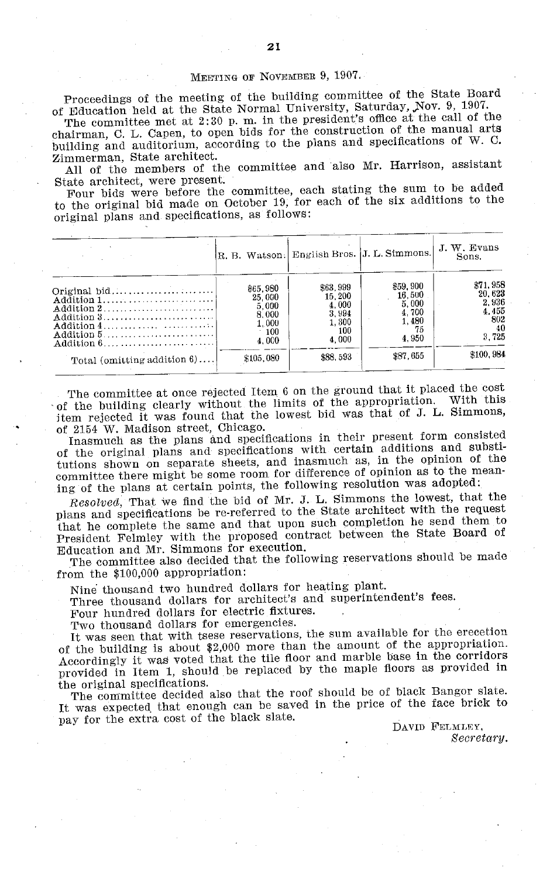## Meeting of November 9, 1907.

Proceedings of the meeting of the building committee of the State Board of Education held at the State Normal University, Saturday, Nov. 9, 1907.

The committee met at 2:30 p. m. in the president's office at the call of the chairman, C. L. Capen, to open bids for the construction of the manual arts building and auditorium, according to the plans and specifications of W. C. Zimmerman, State architect.

All of the members of the committee and also Mr. Harrison, assistant State architect, were present.

Four bids were before the committee, each stating the sum to be added to the original bid made on October 19, for each of the six additions to the original plans and specifications, as follows:

| | R. B. Watson. | English Bros. | J. L. Simmons. | J. W. Evans Sons. |
|---|---|---|---|---|
| Original bid | $65,980 | $63,999 | $59,900 | $71,958 |
| Addition 1 | 25,000 | 15,200 | 16,500 | 20,623 |
| Addition 2 | 5,000 | 4,000 | 5,000 | 2,936 |
| Addition 3 | 8,000 | 3,994 | 4,700 | 4,455 |
| Addition 4 | 1,000 | 1,300 | 1,480 | 802 |
| Addition 5 | 100 | 100 | 75 | 40 |
| Addition 6 | 4,000 | 4,000 | 4,950 | 3,725 |
| Total (omitting addition 6) | $105,080 | $88,593 | $87,655 | $100,984 |

The committee at once rejected Item 6 on the ground that it placed the cost of the building clearly without the limits of the appropriation. With this item rejected it was found that the lowest bid was that of J. L. Simmons, of 2154 W. Madison street, Chicago.

Inasmuch as the plans and specifications in their present form consisted of the original plans and specifications with certain additions and substitutions shown on separate sheets, and inasmuch as, in the opinion of the committee there might be some room for difference of opinion as to the meaning of the plans at certain points, the following resolution was adopted:

*Resolved*, That we find the bid of Mr. J. L. Simmons the lowest, that the plans and specifications be re-referred to the State architect with the request that he complete the same and that upon such completion he send them to President Felmley with the proposed contract between the State Board of Education and Mr. Simmons for execution.

The committee also decided that the following reservations should be made from the $100,000 appropriation:

Nine thousand two hundred dollars for heating plant.

Three thousand dollars for architect's and superintendent's fees.

Four hundred dollars for electric fixtures.

Two thousand dollars for emergencies.

It was seen that with tsese reservations, the sum available for the erecetion of the building is about $2,000 more than the amount of the appropriation. Accordingly it was voted that the tile floor and marble base in the corridors provided in Item 1, should be replaced by the maple floors as provided in the original specifications.

The committee decided also that the roof should be of black Bangor slate. It was expected that enough can be saved in the price of the face brick to pay for the extra cost of the black slate.

David Felmley,
*Secretary.*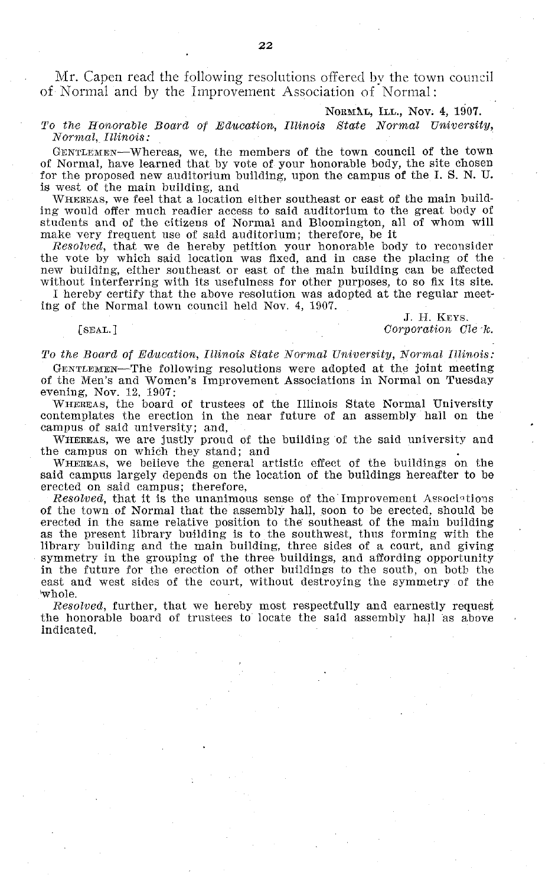Mr. Capen read the following resolutions offered by the town council of Normal and by the Improvement Association of Normal:

NORMAL, ILL., Nov. 4, 1907.

*To the Honorable Board of Education, Illinois State Normal University, Normal, Illinois:*

GENTLEMEN—Whereas, we, the members of the town council of the town of Normal, have learned that by vote of your honorable body, the site chosen for the proposed new auditorium building, upon the campus of the I. S. N. U. is west of the main building, and

WHEREAS, we feel that a location either southeast or east of the main building would offer much readier access to said auditorium to the great body of students and of the citizens of Normal and Bloomington, all of whom will make very frequent use of said auditorium; therefore, be it

*Resolved*, that we de hereby petition your honorable body to reconsider the vote by which said location was fixed, and in case the placing of the new building, either southeast or east of the main building can be affected without interferring with its usefulness for other purposes, to so fix its site.

I hereby certify that the above resolution was adopted at the regular meeting of the Normal town council held Nov. 4, 1907.

[SEAL.]

J. H. KEYS,
*Corporation Cle k.*

*To the Board of Education, Illinois State Normal University, Normal Illinois:*

GENTLEMEN—The following resolutions were adopted at the joint meeting of the Men's and Women's Improvement Associations in Normal on Tuesday evening, Nov. 12, 1907:

WHEREAS, the board of trustees of the Illinois State Normal University contemplates the erection in the near future of an assembly hall on the campus of said university; and,

WHEREAS, we are justly proud of the building of the said university and the campus on which they stand; and

WHEREAS, we believe the general artistic effect of the buildings on the said campus largely depends on the location of the buildings hereafter to be erected on said campus; therefore,

*Resolved*, that it is the unanimous sense of the Improvement Associations of the town of Normal that the assembly hall, soon to be erected, should be erected in the same relative position to the southeast of the main building as the present library building is to the southwest, thus forming with the library building and the main building, three sides of a court, and giving symmetry in the grouping of the three buildings, and affording opportunity in the future for the erection of other buildings to the south, on both the east and west sides of the court, without destroying the symmetry of the whole.

*Resolved*, further, that we hereby most respectfully and earnestly request the honorable board of trustees to locate the said assembly hall as above indicated.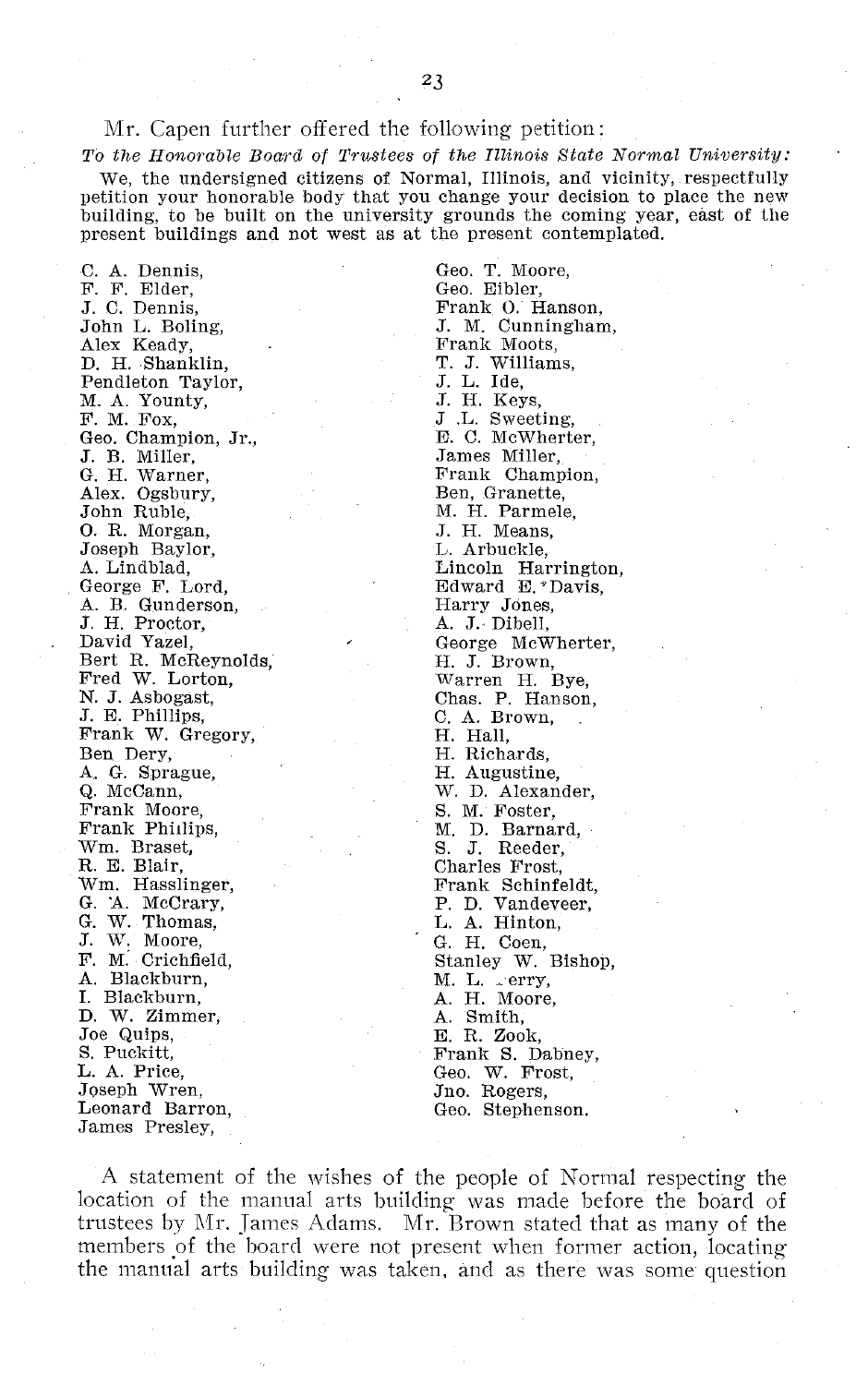Mr. Capen further offered the following petition:

*To the Honorable Board of Trustees of the Illinois State Normal University:*

We, the undersigned citizens of Normal, Illinois, and vicinity, respectfully petition your honorable body that you change your decision to place the new building, to be built on the university grounds the coming year, east of the present buildings and not west as at the present contemplated.

C. A. Dennis,
F. F. Elder,
J. C. Dennis,
John L. Boling,
Alex Keady,
D. H. Shanklin,
Pendleton Taylor,
M. A. Younty,
F. M. Fox,
Geo. Champion, Jr.,
J. B. Miller,
G. H. Warner,
Alex. Ogsbury,
John Ruble,
O. R. Morgan,
Joseph Baylor,
A. Lindblad,
George F. Lord,
A. B. Gunderson,
J. H. Proctor,
David Yazel,
Bert R. McReynolds,
Fred W. Lorton,
N. J. Asbogast,
J. E. Phillips,
Frank W. Gregory,
Ben Dery,
A. G. Sprague,
Q. McCann,
Frank Moore,
Frank Phillips,
Wm. Braset,
R. E. Blair,
Wm. Hasslinger,
G. A. McCrary,
G. W. Thomas,
J. W. Moore,
F. M. Crichfield,
A. Blackburn,
I. Blackburn,
D. W. Zimmer,
Joe Quips,
S. Puckitt,
L. A. Price,
Joseph Wren,
Leonard Barron,
James Presley,
Geo. T. Moore,
Geo. Eibler,
Frank O. Hanson,
J. M. Cunningham,
Frank Moots,
T. J. Williams,
J. L. Ide,
J. H. Keys,
J. L. Sweeting,
E. C. McWherter,
James Miller,
Frank Champion,
Ben, Granette,
M. H. Parmele,
J. H. Means,
L. Arbuckle,
Lincoln Harrington,
Edward E. Davis,
Harry Jones,
A. J. Dibell,
George McWherter,
H. J. Brown,
Warren H. Bye,
Chas. P. Hanson,
C. A. Brown,
H. Hall,
H. Richards,
H. Augustine,
W. D. Alexander,
S. M. Foster,
M. D. Barnard,
S. J. Reeder,
Charles Frost,
Frank Schinfeldt,
P. D. Vandeveer,
L. A. Hinton,
G. H. Coen,
Stanley W. Bishop,
M. L. -erry,
A. H. Moore,
A. Smith,
E. R. Zook,
Frank S. Dabney,
Geo. W. Frost,
Jno. Rogers,
Geo. Stephenson.

A statement of the wishes of the people of Normal respecting the location of the manual arts building was made before the board of trustees by Mr. James Adams. Mr. Brown stated that as many of the members of the board were not present when former action, locating the manual arts building was taken, and as there was some question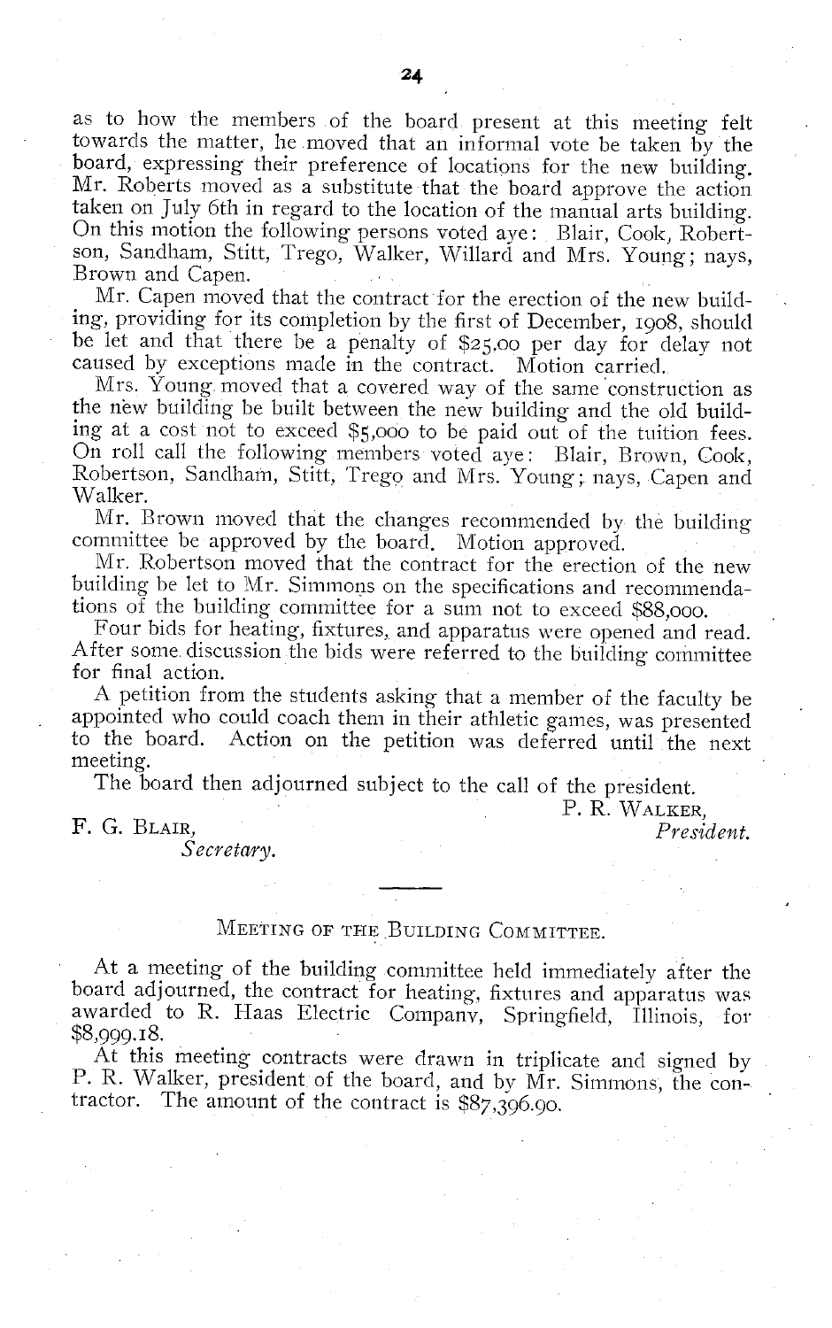as to how the members of the board present at this meeting felt towards the matter, he moved that an informal vote be taken by the board, expressing their preference of locations for the new building. Mr. Roberts moved as a substitute that the board approve the action taken on July 6th in regard to the location of the manual arts building. On this motion the following persons voted aye: Blair, Cook, Robertson, Sandham, Stitt, Trego, Walker, Willard and Mrs. Young; nays, Brown and Capen.

Mr. Capen moved that the contract for the erection of the new building, providing for its completion by the first of December, 1908, should be let and that there be a penalty of $25.00 per day for delay not caused by exceptions made in the contract. Motion carried.

Mrs. Young moved that a covered way of the same construction as the new building be built between the new building and the old building at a cost not to exceed $5,000 to be paid out of the tuition fees. On roll call the following members voted aye: Blair, Brown, Cook, Robertson, Sandham, Stitt, Trego and Mrs. Young; nays, Capen and Walker.

Mr. Brown moved that the changes recommended by the building committee be approved by the board. Motion approved.

Mr. Robertson moved that the contract for the erection of the new building be let to Mr. Simmons on the specifications and recommendations of the building committee for a sum not to exceed $88,000.

Four bids for heating, fixtures, and apparatus were opened and read. After some discussion the bids were referred to the building committee for final action.

A petition from the students asking that a member of the faculty be appointed who could coach them in their athletic games, was presented to the board. Action on the petition was deferred until the next meeting.

The board then adjourned subject to the call of the president.

P. R. Walker,
*President.*

F. G. Blair,
*Secretary.*

---

## Meeting of the Building Committee.

At a meeting of the building committee held immediately after the board adjourned, the contract for heating, fixtures and apparatus was awarded to R. Haas Electric Company, Springfield, Illinois, for $8,999.18.

At this meeting contracts were drawn in triplicate and signed by P. R. Walker, president of the board, and by Mr. Simmons, the contractor. The amount of the contract is $87,396.90.